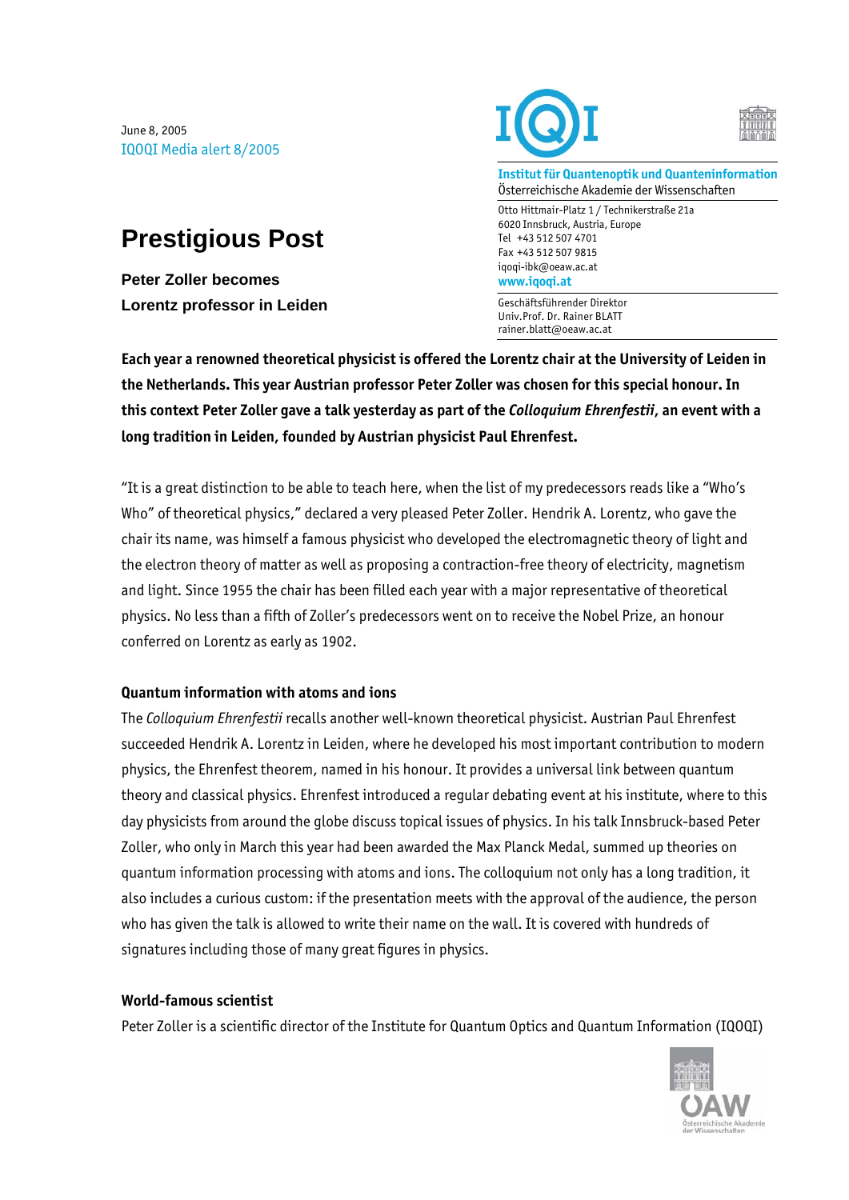June 8, 2005
IQOQI Media alert 8/2005

**Institut für Quantenoptik und Quanteninformation**
Österreichische Akademie der Wissenschaften

Otto Hittmair-Platz 1 / Technikerstraße 21a
6020 Innsbruck, Austria, Europe
Tel +43 512 507 4701
Fax +43 512 507 9815
iqoqi-ibk@oeaw.ac.at
**www.iqoqi.at**

Geschäftsführender Direktor
Univ.Prof. Dr. Rainer BLATT
rainer.blatt@oeaw.ac.at

# Prestigious Post

**Peter Zoller becomes Lorentz professor in Leiden**

**Each year a renowned theoretical physicist is offered the Lorentz chair at the University of Leiden in the Netherlands. This year Austrian professor Peter Zoller was chosen for this special honour. In this context Peter Zoller gave a talk yesterday as part of the *Colloquium Ehrenfestii*, an event with a long tradition in Leiden, founded by Austrian physicist Paul Ehrenfest.**

"It is a great distinction to be able to teach here, when the list of my predecessors reads like a "Who's Who" of theoretical physics," declared a very pleased Peter Zoller. Hendrik A. Lorentz, who gave the chair its name, was himself a famous physicist who developed the electromagnetic theory of light and the electron theory of matter as well as proposing a contraction-free theory of electricity, magnetism and light. Since 1955 the chair has been filled each year with a major representative of theoretical physics. No less than a fifth of Zoller's predecessors went on to receive the Nobel Prize, an honour conferred on Lorentz as early as 1902.

### Quantum information with atoms and ions

The *Colloquium Ehrenfestii* recalls another well-known theoretical physicist. Austrian Paul Ehrenfest succeeded Hendrik A. Lorentz in Leiden, where he developed his most important contribution to modern physics, the Ehrenfest theorem, named in his honour. It provides a universal link between quantum theory and classical physics. Ehrenfest introduced a regular debating event at his institute, where to this day physicists from around the globe discuss topical issues of physics. In his talk Innsbruck-based Peter Zoller, who only in March this year had been awarded the Max Planck Medal, summed up theories on quantum information processing with atoms and ions. The colloquium not only has a long tradition, it also includes a curious custom: if the presentation meets with the approval of the audience, the person who has given the talk is allowed to write their name on the wall. It is covered with hundreds of signatures including those of many great figures in physics.

### World-famous scientist

Peter Zoller is a scientific director of the Institute for Quantum Optics and Quantum Information (IQOQI)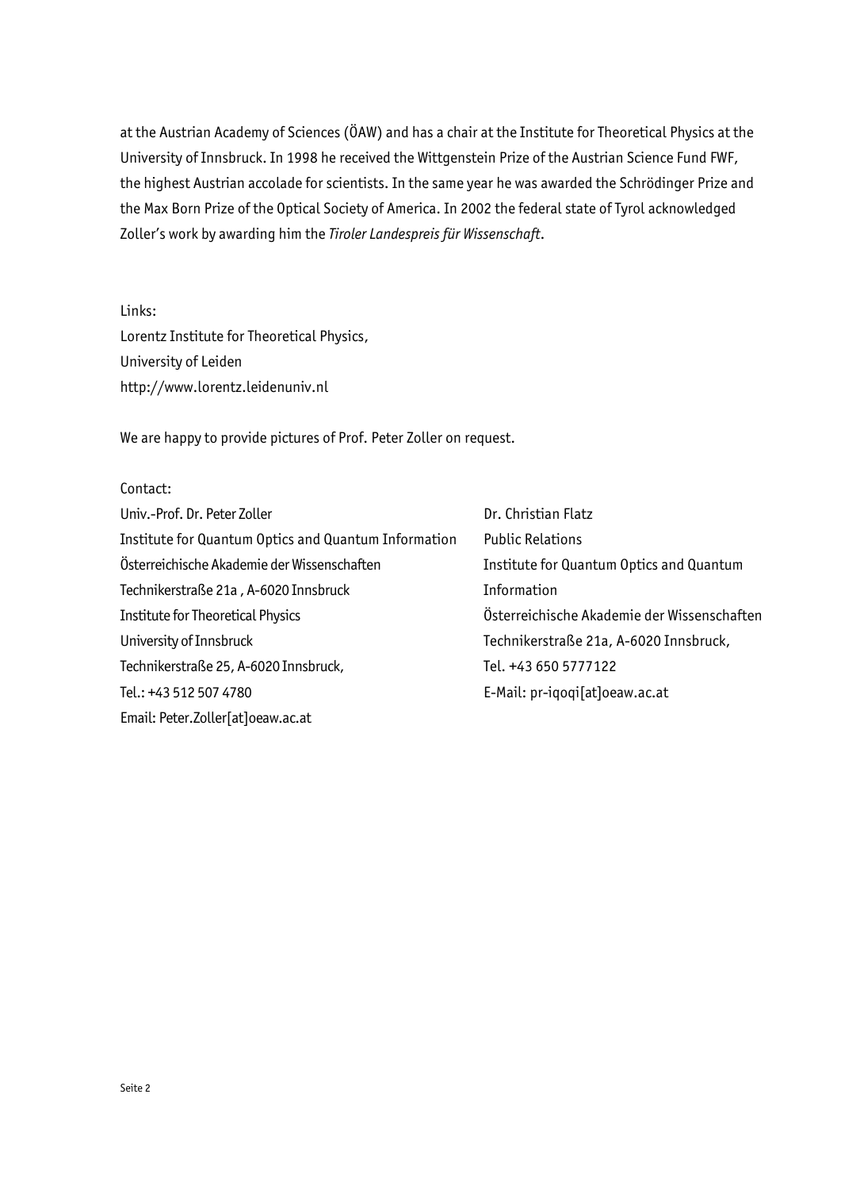at the Austrian Academy of Sciences (ÖAW) and has a chair at the Institute for Theoretical Physics at the University of Innsbruck. In 1998 he received the Wittgenstein Prize of the Austrian Science Fund FWF, the highest Austrian accolade for scientists. In the same year he was awarded the Schrödinger Prize and the Max Born Prize of the Optical Society of America. In 2002 the federal state of Tyrol acknowledged Zoller's work by awarding him the *Tiroler Landespreis für Wissenschaft*.

Links:
Lorentz Institute for Theoretical Physics,
University of Leiden
http://www.lorentz.leidenuniv.nl

We are happy to provide pictures of Prof. Peter Zoller on request.

Contact:

Univ.-Prof. Dr. Peter Zoller
Institute for Quantum Optics and Quantum Information
Österreichische Akademie der Wissenschaften
Technikerstraße 21a , A-6020 Innsbruck
Institute for Theoretical Physics
University of Innsbruck
Technikerstraße 25, A-6020 Innsbruck,
Tel.: +43 512 507 4780
Email: Peter.Zoller[at]oeaw.ac.at

Dr. Christian Flatz
Public Relations
Institute for Quantum Optics and Quantum Information
Österreichische Akademie der Wissenschaften
Technikerstraße 21a, A-6020 Innsbruck,
Tel. +43 650 5777122
E-Mail: pr-iqoqi[at]oeaw.ac.at